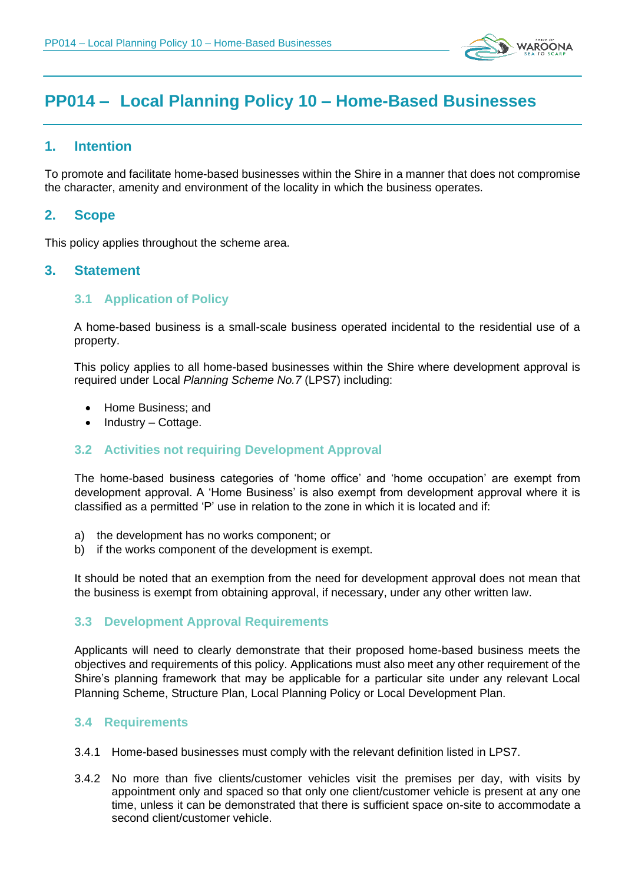# PP014 – Local Planning Policy 10 – Home-Based Businesses

## 1. Intention

To promote and facilitate home-based businesses within the Shire in a manner that does not compromise the character, amenity and environment of the locality in which the business operates.

## 2. Scope

This policy applies throughout the scheme area.

## 3. Statement

### 3.1 Application of Policy

A home-based business is a small-scale business operated incidental to the residential use of a property.

This policy applies to all home-based businesses within the Shire where development approval is required under Local *Planning Scheme No.7* (LPS7) including:

- Home Business; and
- Industry – Cottage.

### 3.2 Activities not requiring Development Approval

The home-based business categories of 'home office' and 'home occupation' are exempt from development approval. A 'Home Business' is also exempt from development approval where it is classified as a permitted 'P' use in relation to the zone in which it is located and if:

a) the development has no works component; or
b) if the works component of the development is exempt.

It should be noted that an exemption from the need for development approval does not mean that the business is exempt from obtaining approval, if necessary, under any other written law.

### 3.3 Development Approval Requirements

Applicants will need to clearly demonstrate that their proposed home-based business meets the objectives and requirements of this policy. Applications must also meet any other requirement of the Shire's planning framework that may be applicable for a particular site under any relevant Local Planning Scheme, Structure Plan, Local Planning Policy or Local Development Plan.

### 3.4 Requirements

3.4.1 Home-based businesses must comply with the relevant definition listed in LPS7.

3.4.2 No more than five clients/customer vehicles visit the premises per day, with visits by appointment only and spaced so that only one client/customer vehicle is present at any one time, unless it can be demonstrated that there is sufficient space on-site to accommodate a second client/customer vehicle.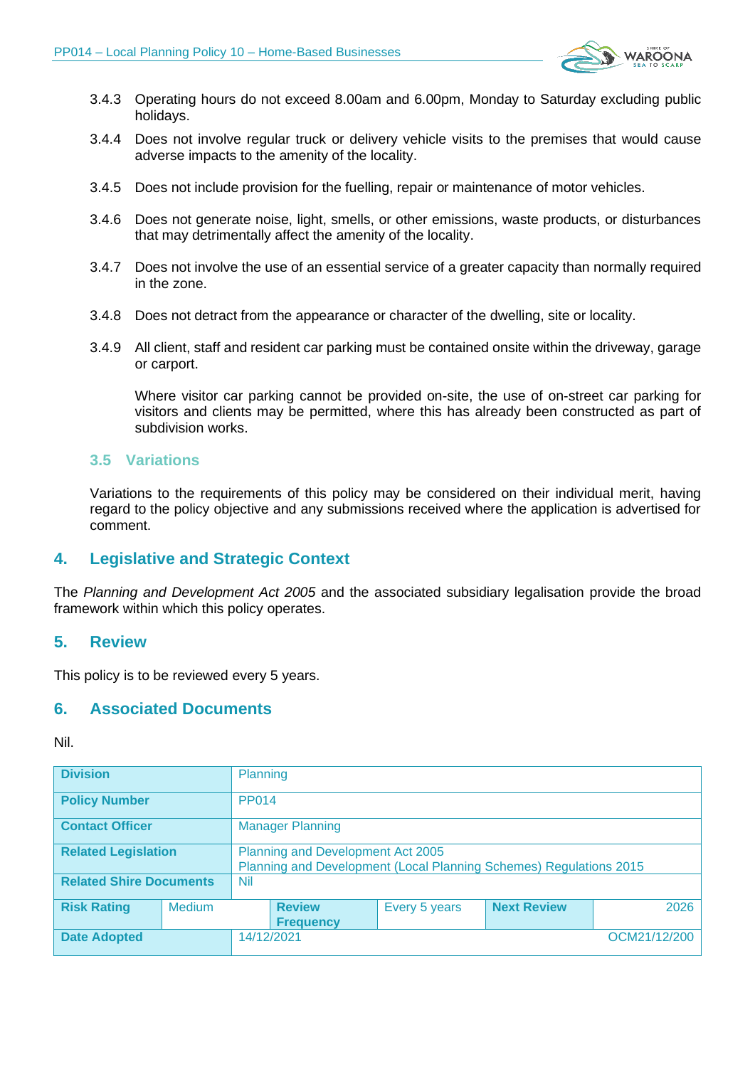3.4.3 Operating hours do not exceed 8.00am and 6.00pm, Monday to Saturday excluding public holidays.

3.4.4 Does not involve regular truck or delivery vehicle visits to the premises that would cause adverse impacts to the amenity of the locality.

3.4.5 Does not include provision for the fuelling, repair or maintenance of motor vehicles.

3.4.6 Does not generate noise, light, smells, or other emissions, waste products, or disturbances that may detrimentally affect the amenity of the locality.

3.4.7 Does not involve the use of an essential service of a greater capacity than normally required in the zone.

3.4.8 Does not detract from the appearance or character of the dwelling, site or locality.

3.4.9 All client, staff and resident car parking must be contained onsite within the driveway, garage or carport.

Where visitor car parking cannot be provided on-site, the use of on-street car parking for visitors and clients may be permitted, where this has already been constructed as part of subdivision works.

### 3.5 Variations

Variations to the requirements of this policy may be considered on their individual merit, having regard to the policy objective and any submissions received where the application is advertised for comment.

## 4. Legislative and Strategic Context

The *Planning and Development Act 2005* and the associated subsidiary legalisation provide the broad framework within which this policy operates.

## 5. Review

This policy is to be reviewed every 5 years.

## 6. Associated Documents

Nil.

| | | | | | |
|---|---|---|---|---|---|
| **Division** | Planning | | | | |
| **Policy Number** | PP014 | | | | |
| **Contact Officer** | Manager Planning | | | | |
| **Related Legislation** | Planning and Development Act 2005<br>Planning and Development (Local Planning Schemes) Regulations 2015 | | | | |
| **Related Shire Documents** | Nil | | | | |
| **Risk Rating** | Medium | **Review Frequency** | Every 5 years | **Next Review** | 2026 |
| **Date Adopted** | 14/12/2021 | | | | OCM21/12/200 |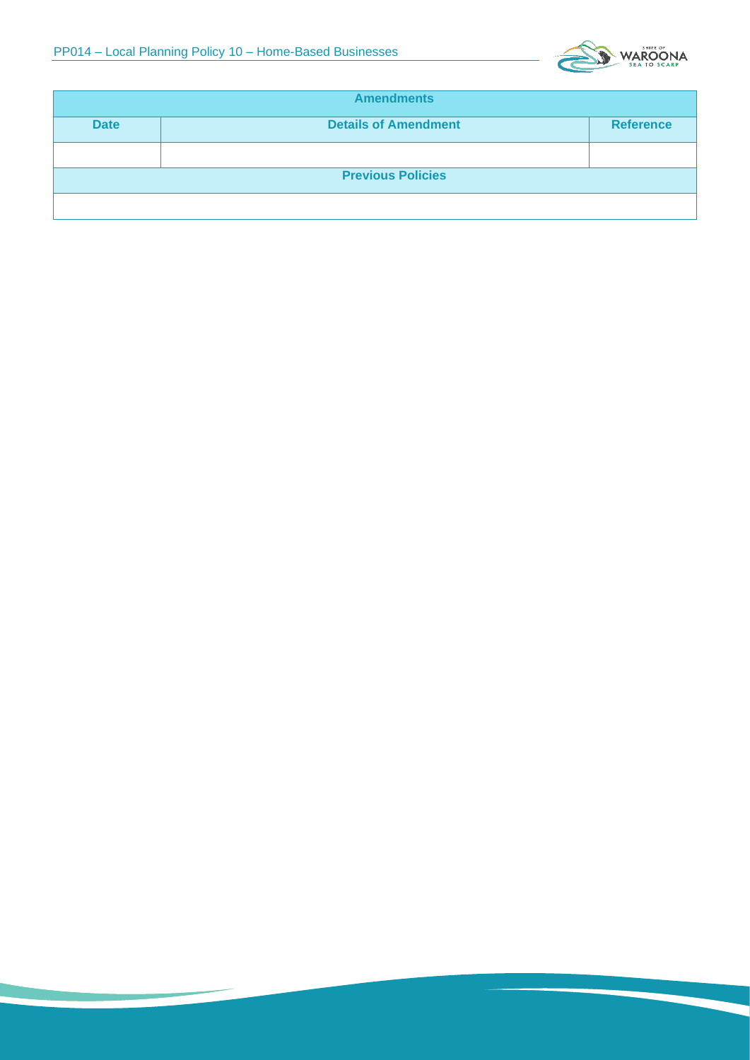| Amendments | | |
| --- | --- | --- |
| **Date** | **Details of Amendment** | **Reference** |
| | | |
| **Previous Policies** | | |
| | | |